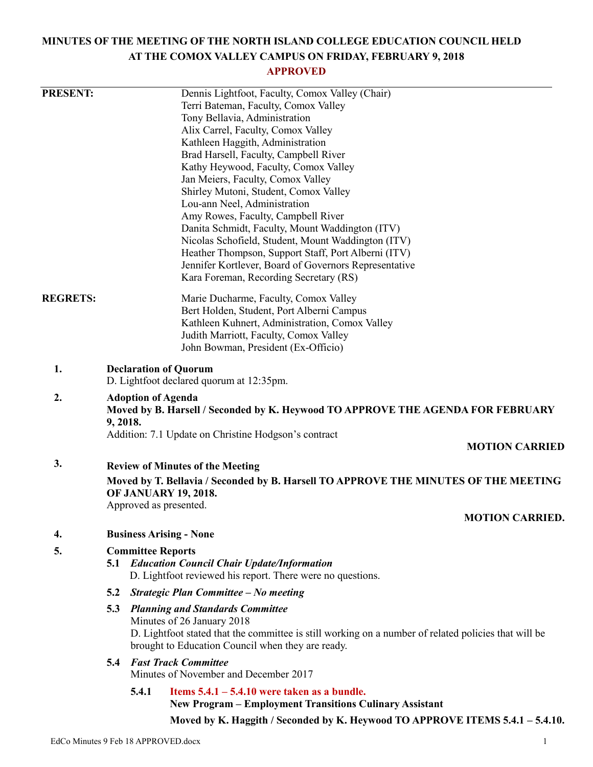# MINUTES OF THE MEETING OF THE NORTH ISLAND COLLEGE EDUCATION COUNCIL HELD AT THE COMOX VALLEY CAMPUS ON FRIDAY, FEBRUARY 9, 2018

**APPROVED**

**PRESENT:**

Dennis Lightfoot, Faculty, Comox Valley (Chair)
Terri Bateman, Faculty, Comox Valley
Tony Bellavia, Administration
Alix Carrel, Faculty, Comox Valley
Kathleen Haggith, Administration
Brad Harsell, Faculty, Campbell River
Kathy Heywood, Faculty, Comox Valley
Jan Meiers, Faculty, Comox Valley
Shirley Mutoni, Student, Comox Valley
Lou-ann Neel, Administration
Amy Rowes, Faculty, Campbell River
Danita Schmidt, Faculty, Mount Waddington (ITV)
Nicolas Schofield, Student, Mount Waddington (ITV)
Heather Thompson, Support Staff, Port Alberni (ITV)
Jennifer Kortlever, Board of Governors Representative
Kara Foreman, Recording Secretary (RS)

**REGRETS:**

Marie Ducharme, Faculty, Comox Valley
Bert Holden, Student, Port Alberni Campus
Kathleen Kuhnert, Administration, Comox Valley
Judith Marriott, Faculty, Comox Valley
John Bowman, President (Ex-Officio)

**1. Declaration of Quorum**

D. Lightfoot declared quorum at 12:35pm.

**2. Adoption of Agenda**

**Moved by B. Harsell / Seconded by K. Heywood TO APPROVE THE AGENDA FOR FEBRUARY 9, 2018.**

Addition: 7.1 Update on Christine Hodgson's contract

**MOTION CARRIED**

**3. Review of Minutes of the Meeting**

**Moved by T. Bellavia / Seconded by B. Harsell TO APPROVE THE MINUTES OF THE MEETING OF JANUARY 19, 2018.**

Approved as presented.

**MOTION CARRIED.**

**4. Business Arising - None**

**5. Committee Reports**

**5.1 *Education Council Chair Update/Information***

D. Lightfoot reviewed his report. There were no questions.

**5.2 *Strategic Plan Committee – No meeting***

**5.3 *Planning and Standards Committee***

Minutes of 26 January 2018

D. Lightfoot stated that the committee is still working on a number of related policies that will be brought to Education Council when they are ready.

**5.4 *Fast Track Committee***

Minutes of November and December 2017

**5.4.1 Items 5.4.1 – 5.4.10 were taken as a bundle.**

**New Program – Employment Transitions Culinary Assistant**

**Moved by K. Haggith / Seconded by K. Heywood TO APPROVE ITEMS 5.4.1 – 5.4.10.**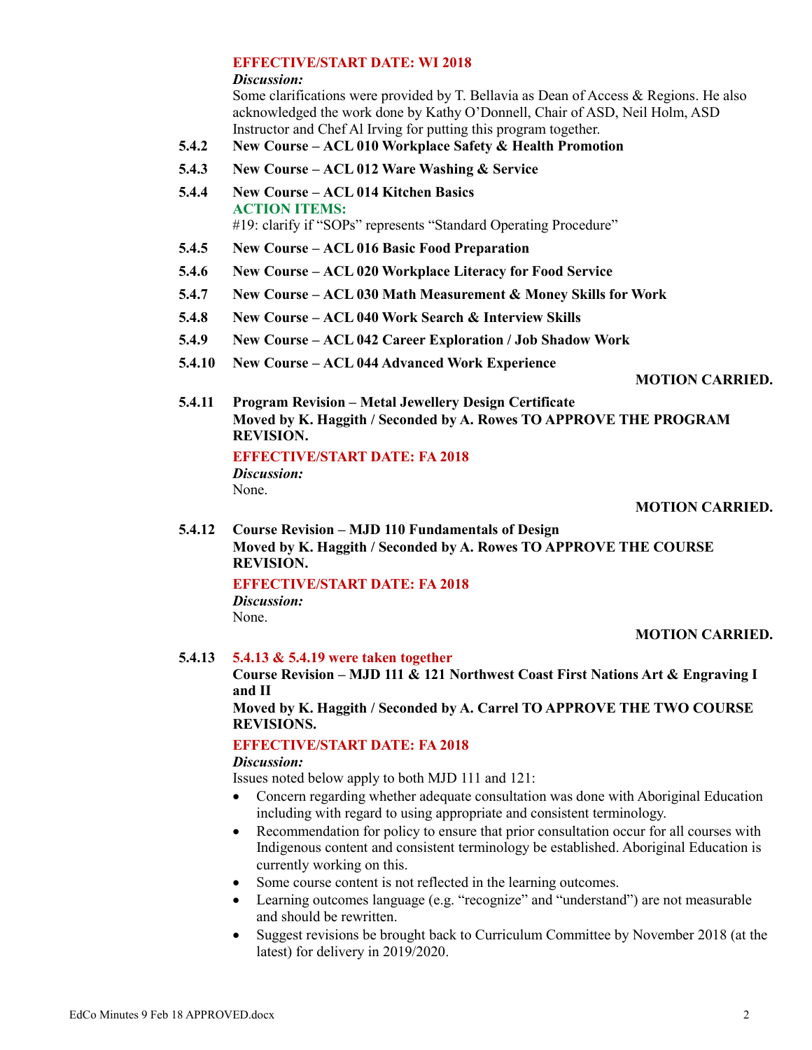**EFFECTIVE/START DATE: WI 2018**

***Discussion:***

Some clarifications were provided by T. Bellavia as Dean of Access & Regions. He also acknowledged the work done by Kathy O'Donnell, Chair of ASD, Neil Holm, ASD Instructor and Chef Al Irving for putting this program together.

**5.4.2 New Course – ACL 010 Workplace Safety & Health Promotion**

**5.4.3 New Course – ACL 012 Ware Washing & Service**

**5.4.4 New Course – ACL 014 Kitchen Basics**

**ACTION ITEMS:**

#19: clarify if "SOPs" represents "Standard Operating Procedure"

**5.4.5 New Course – ACL 016 Basic Food Preparation**

**5.4.6 New Course – ACL 020 Workplace Literacy for Food Service**

**5.4.7 New Course – ACL 030 Math Measurement & Money Skills for Work**

**5.4.8 New Course – ACL 040 Work Search & Interview Skills**

**5.4.9 New Course – ACL 042 Career Exploration / Job Shadow Work**

**5.4.10 New Course – ACL 044 Advanced Work Experience**

**MOTION CARRIED.**

**5.4.11 Program Revision – Metal Jewellery Design Certificate**

**Moved by K. Haggith / Seconded by A. Rowes TO APPROVE THE PROGRAM REVISION.**

**EFFECTIVE/START DATE: FA 2018**

***Discussion:***

None.

**MOTION CARRIED.**

**5.4.12 Course Revision – MJD 110 Fundamentals of Design**

**Moved by K. Haggith / Seconded by A. Rowes TO APPROVE THE COURSE REVISION.**

**EFFECTIVE/START DATE: FA 2018**

***Discussion:***

None.

**MOTION CARRIED.**

**5.4.13 5.4.13 & 5.4.19 were taken together**

**Course Revision – MJD 111 & 121 Northwest Coast First Nations Art & Engraving I and II**

**Moved by K. Haggith / Seconded by A. Carrel TO APPROVE THE TWO COURSE REVISIONS.**

**EFFECTIVE/START DATE: FA 2018**

***Discussion:***

Issues noted below apply to both MJD 111 and 121:

- Concern regarding whether adequate consultation was done with Aboriginal Education including with regard to using appropriate and consistent terminology.
- Recommendation for policy to ensure that prior consultation occur for all courses with Indigenous content and consistent terminology be established. Aboriginal Education is currently working on this.
- Some course content is not reflected in the learning outcomes.
- Learning outcomes language (e.g. "recognize" and "understand") are not measurable and should be rewritten.
- Suggest revisions be brought back to Curriculum Committee by November 2018 (at the latest) for delivery in 2019/2020.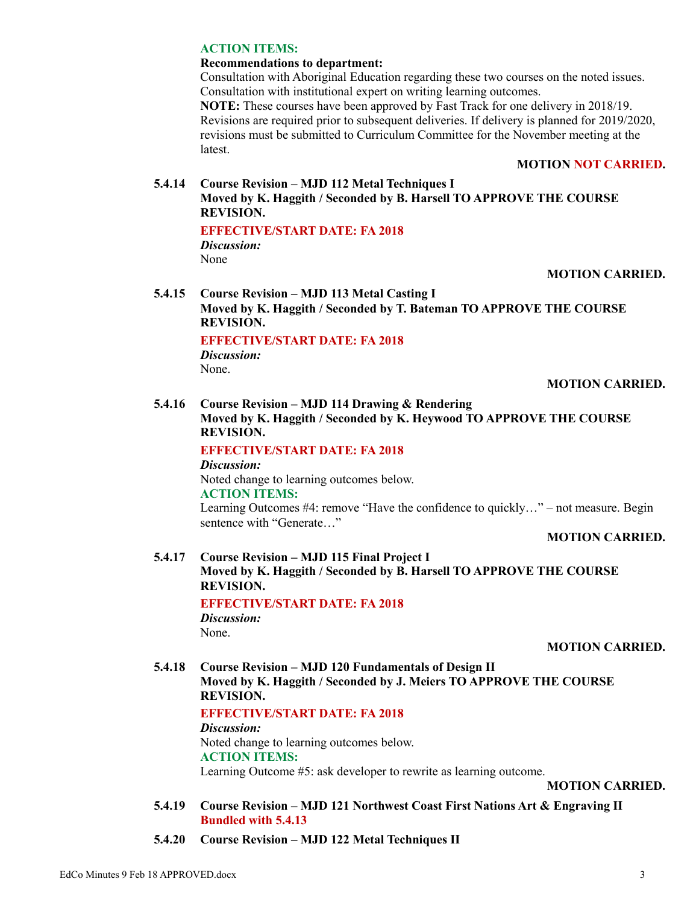**ACTION ITEMS:**

**Recommendations to department:**

Consultation with Aboriginal Education regarding these two courses on the noted issues.
Consultation with institutional expert on writing learning outcomes.

**NOTE:** These courses have been approved by Fast Track for one delivery in 2018/19. Revisions are required prior to subsequent deliveries. If delivery is planned for 2019/2020, revisions must be submitted to Curriculum Committee for the November meeting at the latest.

**MOTION NOT CARRIED.**

**5.4.14 Course Revision – MJD 112 Metal Techniques I**
**Moved by K. Haggith / Seconded by B. Harsell TO APPROVE THE COURSE REVISION.**

**EFFECTIVE/START DATE: FA 2018**

***Discussion:***
None

**MOTION CARRIED.**

**5.4.15 Course Revision – MJD 113 Metal Casting I**
**Moved by K. Haggith / Seconded by T. Bateman TO APPROVE THE COURSE REVISION.**

**EFFECTIVE/START DATE: FA 2018**

***Discussion:***
None.

**MOTION CARRIED.**

**5.4.16 Course Revision – MJD 114 Drawing & Rendering**
**Moved by K. Haggith / Seconded by K. Heywood TO APPROVE THE COURSE REVISION.**

**EFFECTIVE/START DATE: FA 2018**

***Discussion:***
Noted change to learning outcomes below.

**ACTION ITEMS:**
Learning Outcomes #4: remove "Have the confidence to quickly…" – not measure. Begin sentence with "Generate…"

**MOTION CARRIED.**

**5.4.17 Course Revision – MJD 115 Final Project I**
**Moved by K. Haggith / Seconded by B. Harsell TO APPROVE THE COURSE REVISION.**

**EFFECTIVE/START DATE: FA 2018**

***Discussion:***
None.

**MOTION CARRIED.**

**5.4.18 Course Revision – MJD 120 Fundamentals of Design II**
**Moved by K. Haggith / Seconded by J. Meiers TO APPROVE THE COURSE REVISION.**

**EFFECTIVE/START DATE: FA 2018**

***Discussion:***
Noted change to learning outcomes below.

**ACTION ITEMS:**
Learning Outcome #5: ask developer to rewrite as learning outcome.

**MOTION CARRIED.**

**5.4.19 Course Revision – MJD 121 Northwest Coast First Nations Art & Engraving II**
**Bundled with 5.4.13**

**5.4.20 Course Revision – MJD 122 Metal Techniques II**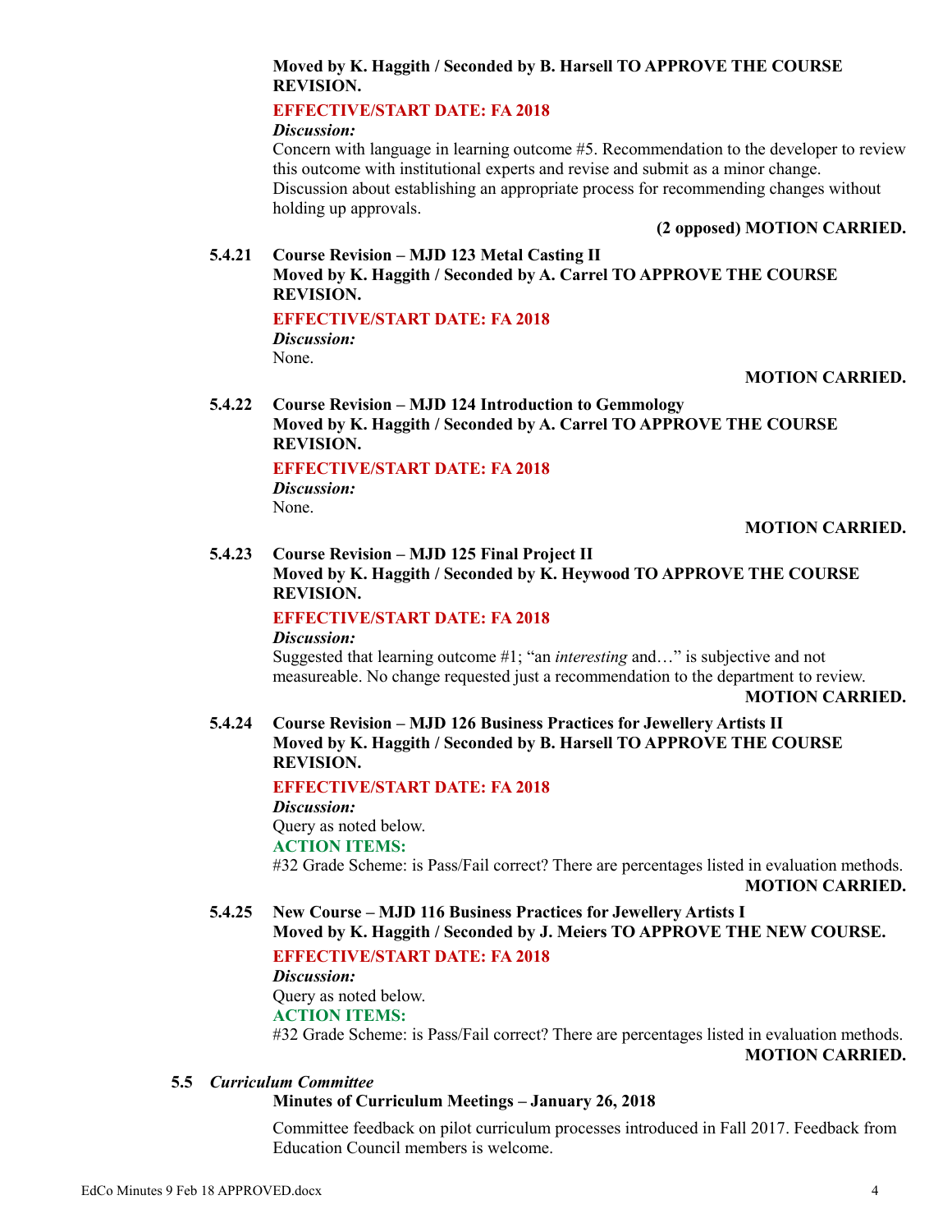**Moved by K. Haggith / Seconded by B. Harsell TO APPROVE THE COURSE REVISION.**

**EFFECTIVE/START DATE: FA 2018**

***Discussion:***

Concern with language in learning outcome #5. Recommendation to the developer to review this outcome with institutional experts and revise and submit as a minor change. Discussion about establishing an appropriate process for recommending changes without holding up approvals.

**(2 opposed) MOTION CARRIED.**

**5.4.21 Course Revision – MJD 123 Metal Casting II**

**Moved by K. Haggith / Seconded by A. Carrel TO APPROVE THE COURSE REVISION.**

**EFFECTIVE/START DATE: FA 2018**

***Discussion:***

None.

**MOTION CARRIED.**

**5.4.22 Course Revision – MJD 124 Introduction to Gemmology**

**Moved by K. Haggith / Seconded by A. Carrel TO APPROVE THE COURSE REVISION.**

**EFFECTIVE/START DATE: FA 2018**

***Discussion:***

None.

**MOTION CARRIED.**

**5.4.23 Course Revision – MJD 125 Final Project II**

**Moved by K. Haggith / Seconded by K. Heywood TO APPROVE THE COURSE REVISION.**

**EFFECTIVE/START DATE: FA 2018**

***Discussion:***

Suggested that learning outcome #1; "an *interesting* and…" is subjective and not measureable. No change requested just a recommendation to the department to review.

**MOTION CARRIED.**

**5.4.24 Course Revision – MJD 126 Business Practices for Jewellery Artists II**

**Moved by K. Haggith / Seconded by B. Harsell TO APPROVE THE COURSE REVISION.**

**EFFECTIVE/START DATE: FA 2018**

***Discussion:***

Query as noted below.

**ACTION ITEMS:**

#32 Grade Scheme: is Pass/Fail correct? There are percentages listed in evaluation methods.

**MOTION CARRIED.**

**5.4.25 New Course – MJD 116 Business Practices for Jewellery Artists I**

**Moved by K. Haggith / Seconded by J. Meiers TO APPROVE THE NEW COURSE.**

**EFFECTIVE/START DATE: FA 2018**

***Discussion:***

Query as noted below.

**ACTION ITEMS:**

#32 Grade Scheme: is Pass/Fail correct? There are percentages listed in evaluation methods.

**MOTION CARRIED.**

**5.5 *Curriculum Committee***

**Minutes of Curriculum Meetings – January 26, 2018**

Committee feedback on pilot curriculum processes introduced in Fall 2017. Feedback from Education Council members is welcome.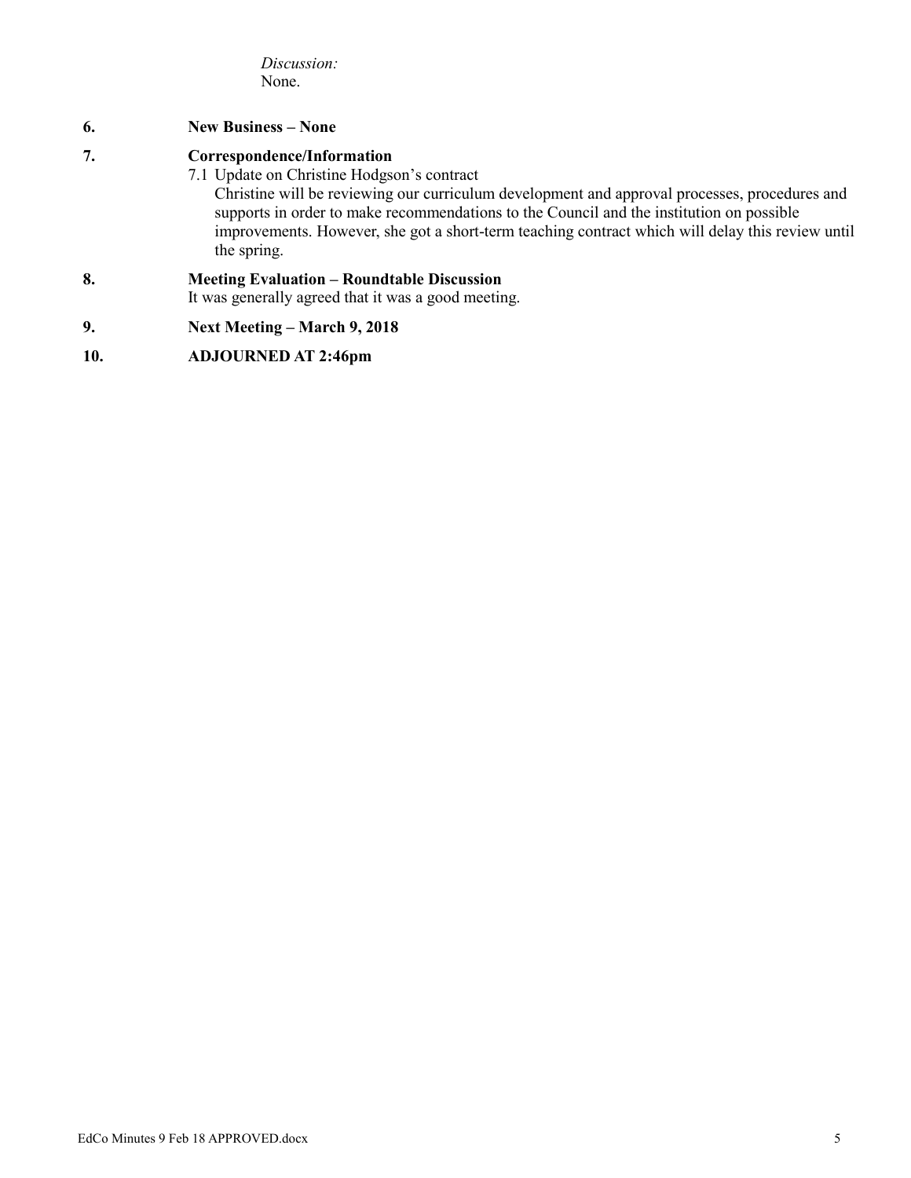*Discussion:*
None.

**6. New Business – None**

**7. Correspondence/Information**

7.1 Update on Christine Hodgson's contract

Christine will be reviewing our curriculum development and approval processes, procedures and supports in order to make recommendations to the Council and the institution on possible improvements. However, she got a short-term teaching contract which will delay this review until the spring.

**8. Meeting Evaluation – Roundtable Discussion**

It was generally agreed that it was a good meeting.

**9. Next Meeting – March 9, 2018**

**10. ADJOURNED AT 2:46pm**